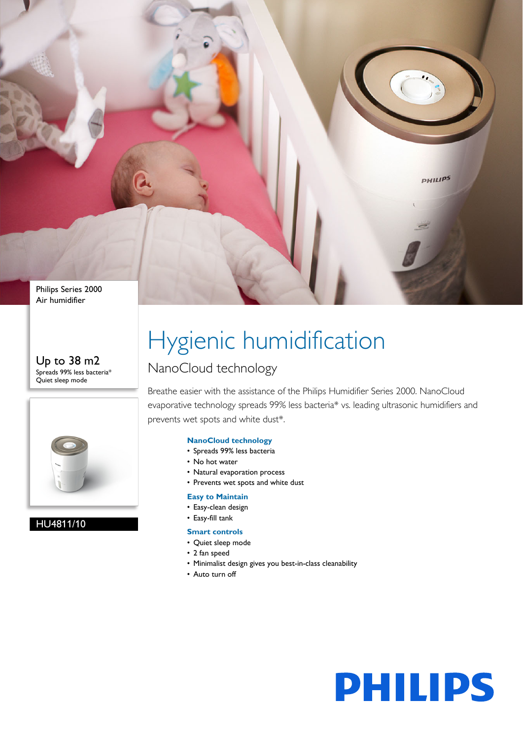Philips Series 2000
Air humidifier

Up to 38 m2
Spreads 99% less bacteria*
Quiet sleep mode

HU4811/10

# Hygienic humidification

## NanoCloud technology

Breathe easier with the assistance of the Philips Humidifier Series 2000. NanoCloud evaporative technology spreads 99% less bacteria* vs. leading ultrasonic humidifiers and prevents wet spots and white dust*.

### NanoCloud technology

- Spreads 99% less bacteria
- No hot water
- Natural evaporation process
- Prevents wet spots and white dust

### Easy to Maintain

- Easy-clean design
- Easy-fill tank

### Smart controls

- Quiet sleep mode
- 2 fan speed
- Minimalist design gives you best-in-class cleanability
- Auto turn off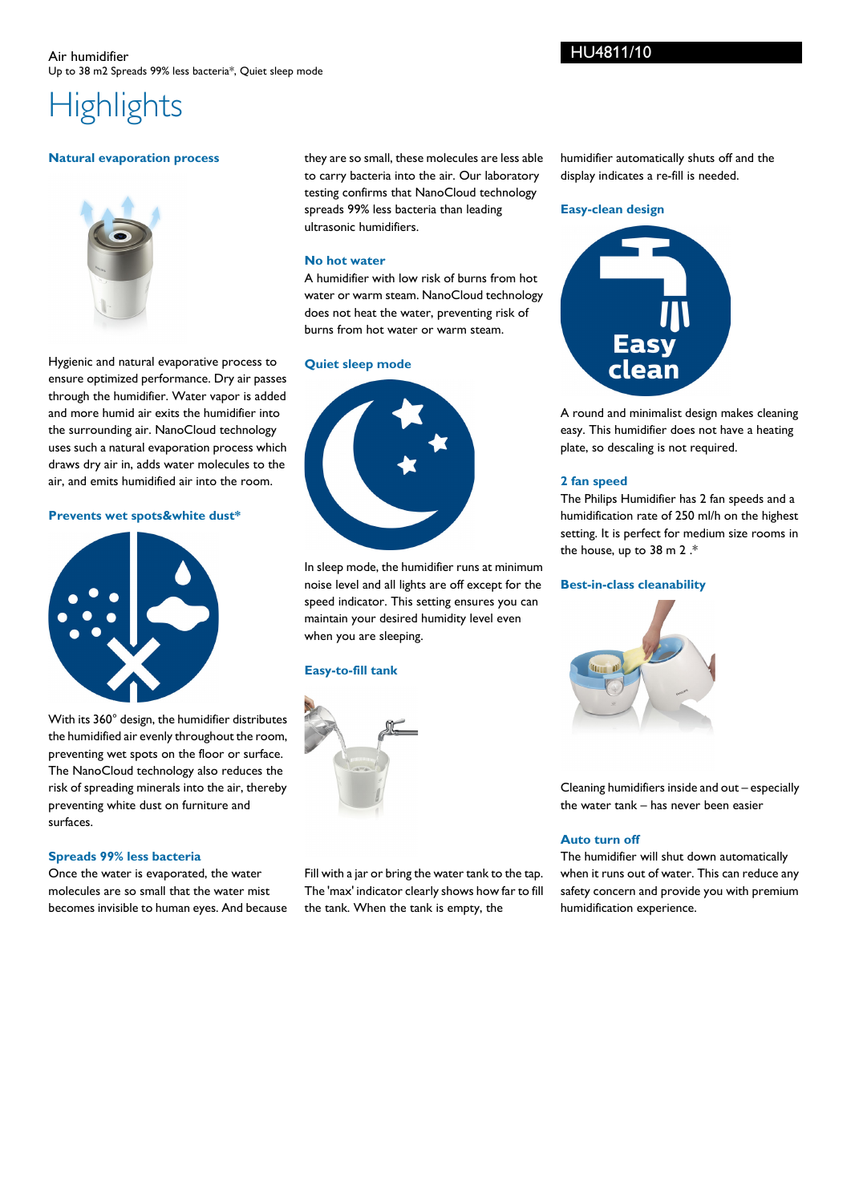Air humidifier
Up to 38 m2 Spreads 99% less bacteria*, Quiet sleep mode

HU4811/10

# Highlights

### Natural evaporation process

Hygienic and natural evaporative process to ensure optimized performance. Dry air passes through the humidifier. Water vapor is added and more humid air exits the humidifier into the surrounding air. NanoCloud technology uses such a natural evaporation process which draws dry air in, adds water molecules to the air, and emits humidified air into the room.

### Prevents wet spots&white dust*

With its 360° design, the humidifier distributes the humidified air evenly throughout the room, preventing wet spots on the floor or surface. The NanoCloud technology also reduces the risk of spreading minerals into the air, thereby preventing white dust on furniture and surfaces.

### Spreads 99% less bacteria

Once the water is evaporated, the water molecules are so small that the water mist becomes invisible to human eyes. And because they are so small, these molecules are less able to carry bacteria into the air. Our laboratory testing confirms that NanoCloud technology spreads 99% less bacteria than leading ultrasonic humidifiers.

### No hot water

A humidifier with low risk of burns from hot water or warm steam. NanoCloud technology does not heat the water, preventing risk of burns from hot water or warm steam.

### Quiet sleep mode

In sleep mode, the humidifier runs at minimum noise level and all lights are off except for the speed indicator. This setting ensures you can maintain your desired humidity level even when you are sleeping.

### Easy-to-fill tank

Fill with a jar or bring the water tank to the tap. The 'max' indicator clearly shows how far to fill the tank. When the tank is empty, the humidifier automatically shuts off and the display indicates a re-fill is needed.

### Easy-clean design

A round and minimalist design makes cleaning easy. This humidifier does not have a heating plate, so descaling is not required.

### 2 fan speed

The Philips Humidifier has 2 fan speeds and a humidification rate of 250 ml/h on the highest setting. It is perfect for medium size rooms in the house, up to 38 m 2 .*

### Best-in-class cleanability

Cleaning humidifiers inside and out – especially the water tank – has never been easier

### Auto turn off

The humidifier will shut down automatically when it runs out of water. This can reduce any safety concern and provide you with premium humidification experience.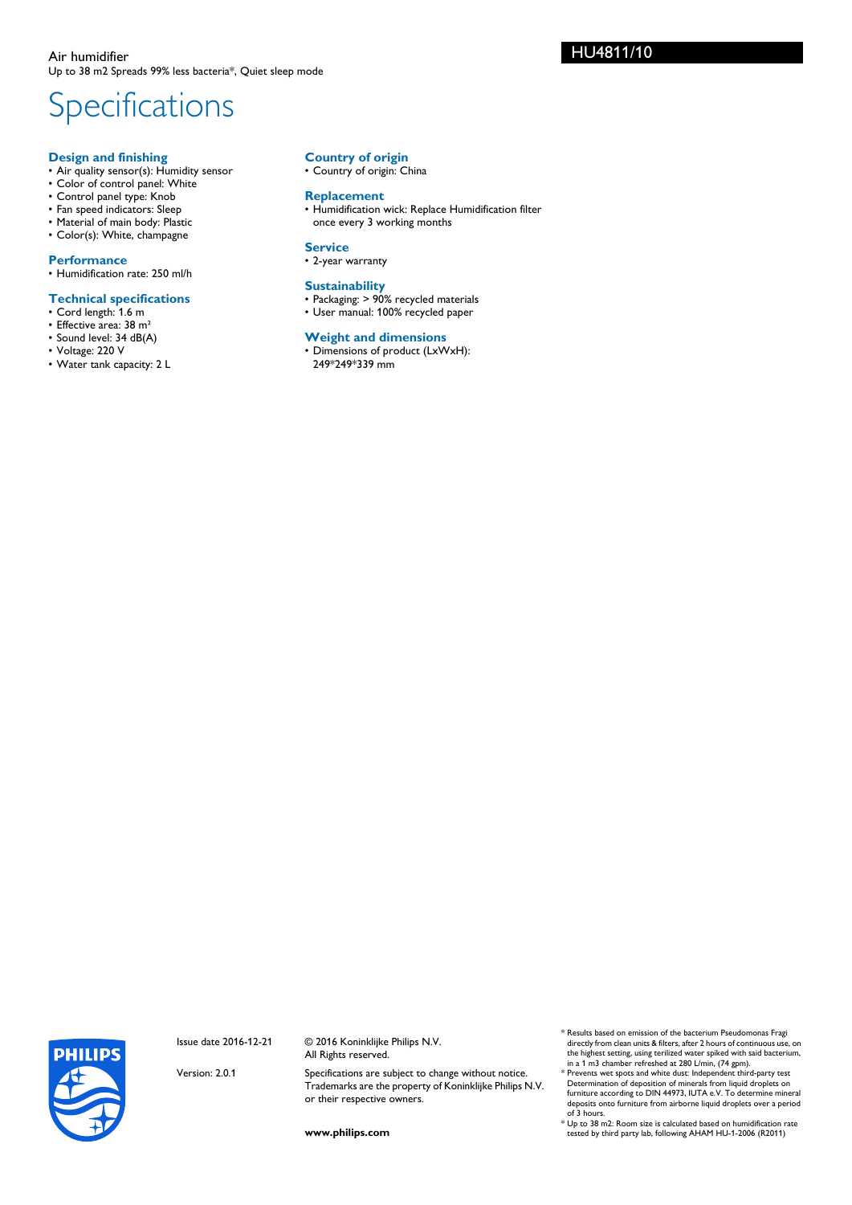Air humidifier

Up to 38 m2 Spreads 99% less bacteria*, Quiet sleep mode

HU4811/10

# Specifications

### Design and finishing

- Air quality sensor(s): Humidity sensor
- Color of control panel: White
- Control panel type: Knob
- Fan speed indicators: Sleep
- Material of main body: Plastic
- Color(s): White, champagne

### Performance

- Humidification rate: 250 ml/h

### Technical specifications

- Cord length: 1.6 m
- Effective area: 38 m²
- Sound level: 34 dB(A)
- Voltage: 220 V
- Water tank capacity: 2 L

### Country of origin

- Country of origin: China

### Replacement

- Humidification wick: Replace Humidification filter once every 3 working months

### Service

- 2-year warranty

### Sustainability

- Packaging: > 90% recycled materials
- User manual: 100% recycled paper

### Weight and dimensions

- Dimensions of product (LxWxH): 249*249*339 mm

Issue date 2016-12-21

Version: 2.0.1

© 2016 Koninklijke Philips N.V.
All Rights reserved.

Specifications are subject to change without notice. Trademarks are the property of Koninklijke Philips N.V. or their respective owners.

**www.philips.com**

* Results based on emission of the bacterium Pseudomonas Fragi directly from clean units & filters, after 2 hours of continuous use, on the highest setting, using terilized water spiked with said bacterium, in a 1 m3 chamber refreshed at 280 L/min, (74 gpm).
* Prevents wet spots and white dust: Independent third-party test Determination of deposition of minerals from liquid droplets on furniture according to DIN 44973, IUTA e.V. To determine mineral deposits onto furniture from airborne liquid droplets over a period of 3 hours.
* Up to 38 m2: Room size is calculated based on humidification rate tested by third party lab, following AHAM HU-1-2006 (R2011)